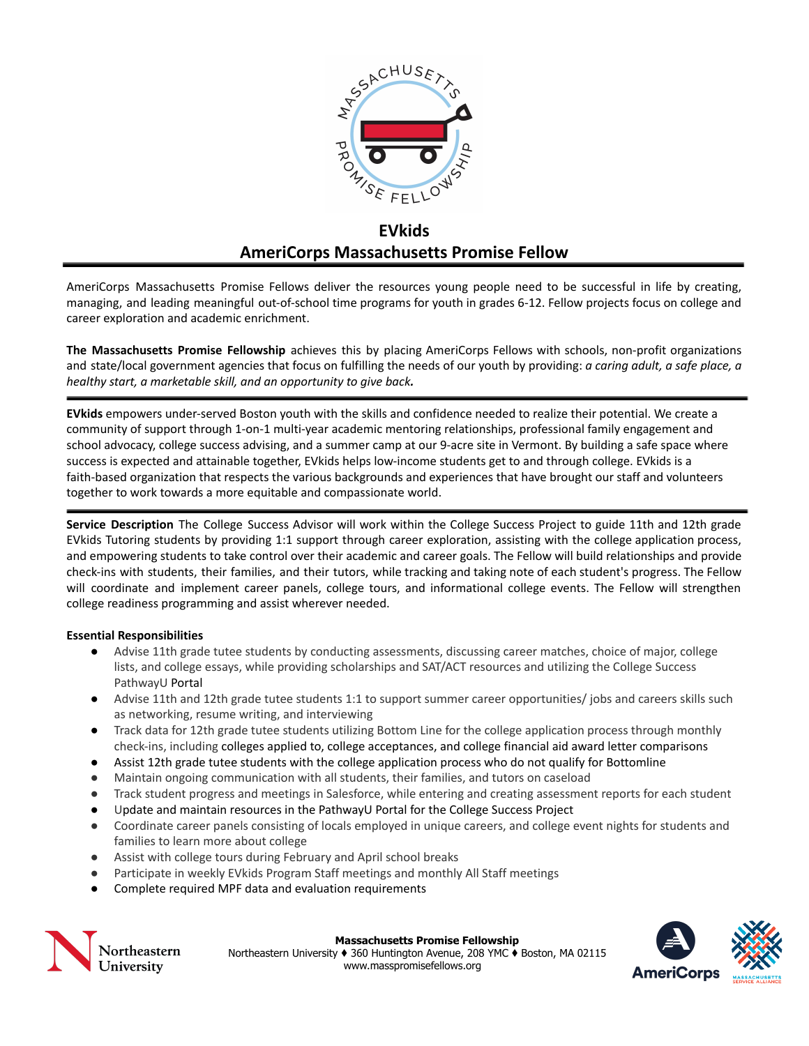# EVkids

## AmeriCorps Massachusetts Promise Fellow

AmeriCorps Massachusetts Promise Fellows deliver the resources young people need to be successful in life by creating, managing, and leading meaningful out-of-school time programs for youth in grades 6-12. Fellow projects focus on college and career exploration and academic enrichment.

**The Massachusetts Promise Fellowship** achieves this by placing AmeriCorps Fellows with schools, non-profit organizations and state/local government agencies that focus on fulfilling the needs of our youth by providing: *a caring adult, a safe place, a healthy start, a marketable skill, and an opportunity to give back.*

---

**EVkids** empowers under-served Boston youth with the skills and confidence needed to realize their potential. We create a community of support through 1-on-1 multi-year academic mentoring relationships, professional family engagement and school advocacy, college success advising, and a summer camp at our 9-acre site in Vermont. By building a safe space where success is expected and attainable together, EVkids helps low-income students get to and through college. EVkids is a faith-based organization that respects the various backgrounds and experiences that have brought our staff and volunteers together to work towards a more equitable and compassionate world.

---

**Service Description** The College Success Advisor will work within the College Success Project to guide 11th and 12th grade EVkids Tutoring students by providing 1:1 support through career exploration, assisting with the college application process, and empowering students to take control over their academic and career goals. The Fellow will build relationships and provide check-ins with students, their families, and their tutors, while tracking and taking note of each student's progress. The Fellow will coordinate and implement career panels, college tours, and informational college events. The Fellow will strengthen college readiness programming and assist wherever needed.

**Essential Responsibilities**

- Advise 11th grade tutee students by conducting assessments, discussing career matches, choice of major, college lists, and college essays, while providing scholarships and SAT/ACT resources and utilizing the College Success PathwayU Portal
- Advise 11th and 12th grade tutee students 1:1 to support summer career opportunities/ jobs and careers skills such as networking, resume writing, and interviewing
- Track data for 12th grade tutee students utilizing Bottom Line for the college application process through monthly check-ins, including colleges applied to, college acceptances, and college financial aid award letter comparisons
- Assist 12th grade tutee students with the college application process who do not qualify for Bottomline
- Maintain ongoing communication with all students, their families, and tutors on caseload
- Track student progress and meetings in Salesforce, while entering and creating assessment reports for each student
- Update and maintain resources in the PathwayU Portal for the College Success Project
- Coordinate career panels consisting of locals employed in unique careers, and college event nights for students and families to learn more about college
- Assist with college tours during February and April school breaks
- Participate in weekly EVkids Program Staff meetings and monthly All Staff meetings
- Complete required MPF data and evaluation requirements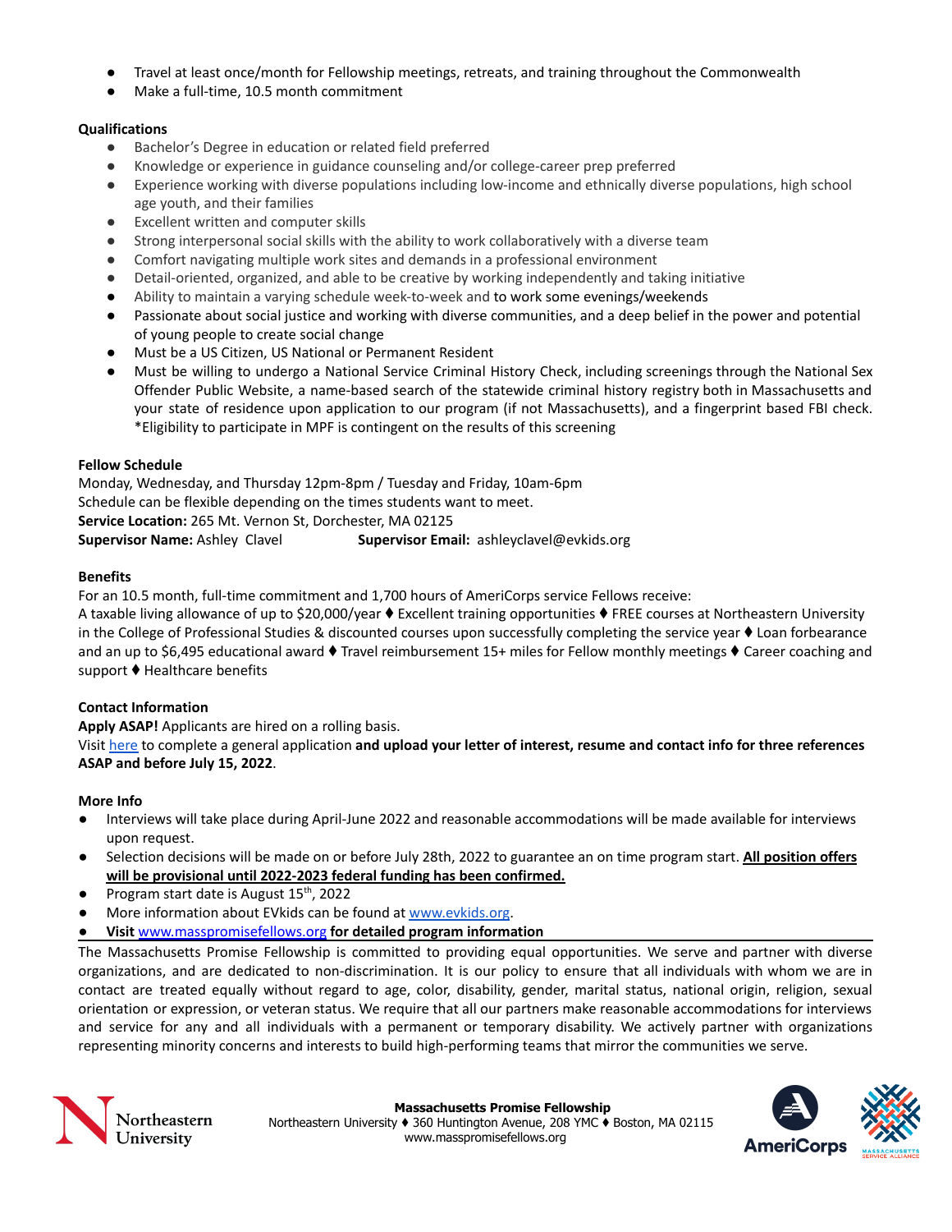- Travel at least once/month for Fellowship meetings, retreats, and training throughout the Commonwealth
- Make a full-time, 10.5 month commitment

**Qualifications**

- Bachelor's Degree in education or related field preferred
- Knowledge or experience in guidance counseling and/or college-career prep preferred
- Experience working with diverse populations including low-income and ethnically diverse populations, high school age youth, and their families
- Excellent written and computer skills
- Strong interpersonal social skills with the ability to work collaboratively with a diverse team
- Comfort navigating multiple work sites and demands in a professional environment
- Detail-oriented, organized, and able to be creative by working independently and taking initiative
- Ability to maintain a varying schedule week-to-week and to work some evenings/weekends
- Passionate about social justice and working with diverse communities, and a deep belief in the power and potential of young people to create social change
- Must be a US Citizen, US National or Permanent Resident
- Must be willing to undergo a National Service Criminal History Check, including screenings through the National Sex Offender Public Website, a name-based search of the statewide criminal history registry both in Massachusetts and your state of residence upon application to our program (if not Massachusetts), and a fingerprint based FBI check. *Eligibility to participate in MPF is contingent on the results of this screening

**Fellow Schedule**

Monday, Wednesday, and Thursday 12pm-8pm / Tuesday and Friday, 10am-6pm
Schedule can be flexible depending on the times students want to meet.
**Service Location:** 265 Mt. Vernon St, Dorchester, MA 02125
**Supervisor Name:** Ashley Clavel **Supervisor Email:** ashleyclavel@evkids.org

**Benefits**

For an 10.5 month, full-time commitment and 1,700 hours of AmeriCorps service Fellows receive:
A taxable living allowance of up to $20,000/year ♦ Excellent training opportunities ♦ FREE courses at Northeastern University in the College of Professional Studies & discounted courses upon successfully completing the service year ♦ Loan forbearance and an up to $6,495 educational award ♦ Travel reimbursement 15+ miles for Fellow monthly meetings ♦ Career coaching and support ♦ Healthcare benefits

**Contact Information**

**Apply ASAP!** Applicants are hired on a rolling basis.
Visit here to complete a general application **and upload your letter of interest, resume and contact info for three references ASAP and before July 15, 2022**.

**More Info**

- Interviews will take place during April-June 2022 and reasonable accommodations will be made available for interviews upon request.
- Selection decisions will be made on or before July 28th, 2022 to guarantee an on time program start. **All position offers will be provisional until 2022-2023 federal funding has been confirmed.**
- Program start date is August 15th, 2022
- More information about EVkids can be found at www.evkids.org.
- **Visit www.masspromisefellows.org for detailed program information**

The Massachusetts Promise Fellowship is committed to providing equal opportunities. We serve and partner with diverse organizations, and are dedicated to non-discrimination. It is our policy to ensure that all individuals with whom we are in contact are treated equally without regard to age, color, disability, gender, marital status, national origin, religion, sexual orientation or expression, or veteran status. We require that all our partners make reasonable accommodations for interviews and service for any and all individuals with a permanent or temporary disability. We actively partner with organizations representing minority concerns and interests to build high-performing teams that mirror the communities we serve.

Northeastern University

**Massachusetts Promise Fellowship**
Northeastern University ♦ 360 Huntington Avenue, 208 YMC ♦ Boston, MA 02115
www.masspromisefellows.org

AmeriCorps

MASSACHUSETTS SERVICE ALLIANCE